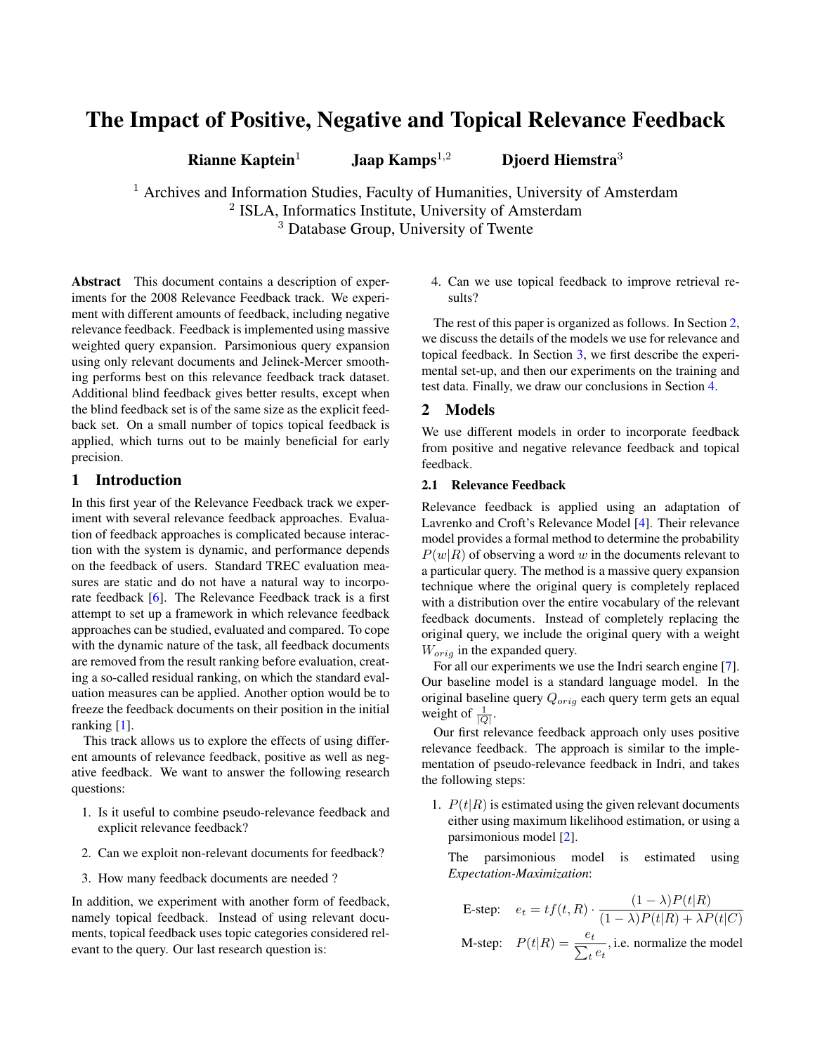# The Impact of Positive, Negative and Topical Relevance Feedback

**Rianne Kaptein**[1] **Jaap Kamps**[1,2] **Djoerd Hiemstra**[3]

[1] Archives and Information Studies, Faculty of Humanities, University of Amsterdam
[2] ISLA, Informatics Institute, University of Amsterdam
[3] Database Group, University of Twente

**Abstract** This document contains a description of experiments for the 2008 Relevance Feedback track. We experiment with different amounts of feedback, including negative relevance feedback. Feedback is implemented using massive weighted query expansion. Parsimonious query expansion using only relevant documents and Jelinek-Mercer smoothing performs best on this relevance feedback track dataset. Additional blind feedback gives better results, except when the blind feedback set is of the same size as the explicit feedback set. On a small number of topics topical feedback is applied, which turns out to be mainly beneficial for early precision.

## 1 Introduction

In this first year of the Relevance Feedback track we experiment with several relevance feedback approaches. Evaluation of feedback approaches is complicated because interaction with the system is dynamic, and performance depends on the feedback of users. Standard TREC evaluation measures are static and do not have a natural way to incorporate feedback [6]. The Relevance Feedback track is a first attempt to set up a framework in which relevance feedback approaches can be studied, evaluated and compared. To cope with the dynamic nature of the task, all feedback documents are removed from the result ranking before evaluation, creating a so-called residual ranking, on which the standard evaluation measures can be applied. Another option would be to freeze the feedback documents on their position in the initial ranking [1].

This track allows us to explore the effects of using different amounts of relevance feedback, positive as well as negative feedback. We want to answer the following research questions:

1. Is it useful to combine pseudo-relevance feedback and explicit relevance feedback?
2. Can we exploit non-relevant documents for feedback?
3. How many feedback documents are needed ?

In addition, we experiment with another form of feedback, namely topical feedback. Instead of using relevant documents, topical feedback uses topic categories considered relevant to the query. Our last research question is:

4. Can we use topical feedback to improve retrieval results?

The rest of this paper is organized as follows. In Section 2, we discuss the details of the models we use for relevance and topical feedback. In Section 3, we first describe the experimental set-up, and then our experiments on the training and test data. Finally, we draw our conclusions in Section 4.

## 2 Models

We use different models in order to incorporate feedback from positive and negative relevance feedback and topical feedback.

### 2.1 Relevance Feedback

Relevance feedback is applied using an adaptation of Lavrenko and Croft's Relevance Model [4]. Their relevance model provides a formal method to determine the probability $P(w|R)$ of observing a word $w$ in the documents relevant to a particular query. The method is a massive query expansion technique where the original query is completely replaced with a distribution over the entire vocabulary of the relevant feedback documents. Instead of completely replacing the original query, we include the original query with a weight $W_{orig}$ in the expanded query.

For all our experiments we use the Indri search engine [7]. Our baseline model is a standard language model. In the original baseline query $Q_{orig}$ each query term gets an equal weight of $\frac{1}{|Q|}$.

Our first relevance feedback approach only uses positive relevance feedback. The approach is similar to the implementation of pseudo-relevance feedback in Indri, and takes the following steps:

1. $P(t|R)$ is estimated using the given relevant documents either using maximum likelihood estimation, or using a parsimonious model [2].

   The parsimonious model is estimated using *Expectation-Maximization*:

$$\text{E-step:} \quad e_t = tf(t, R) \cdot \frac{(1-\lambda)P(t|R)}{(1-\lambda)P(t|R) + \lambda P(t|C)}$$

$$\text{M-step:} \quad P(t|R) = \frac{e_t}{\sum_t e_t}, \text{i.e. normalize the model}$$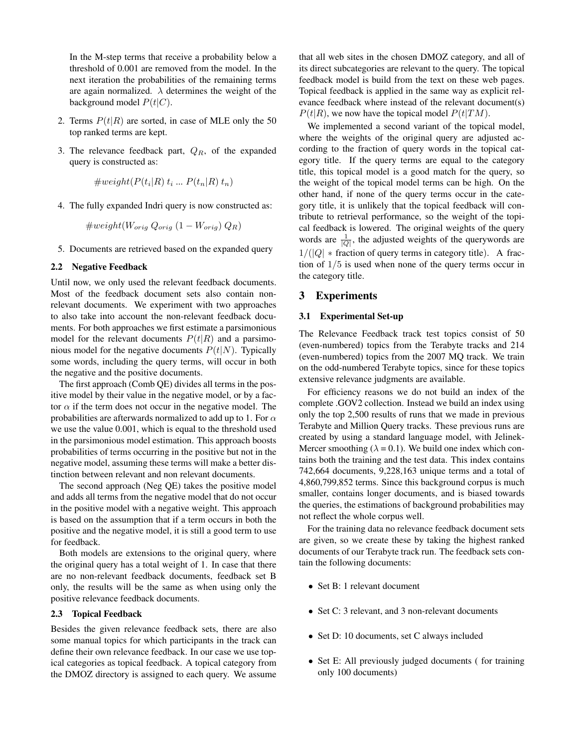In the M-step terms that receive a probability below a threshold of 0.001 are removed from the model. In the next iteration the probabilities of the remaining terms are again normalized. $\lambda$ determines the weight of the background model $P(t|C)$.

2. Terms $P(t|R)$ are sorted, in case of MLE only the 50 top ranked terms are kept.

3. The relevance feedback part, $Q_R$, of the expanded query is constructed as:

$$\#weight(P(t_i|R)\; t_i \;...\; P(t_n|R)\; t_n)$$

4. The fully expanded Indri query is now constructed as:

$$\#weight(W_{orig}\; Q_{orig}\; (1 - W_{orig})\; Q_R)$$

5. Documents are retrieved based on the expanded query

### 2.2 Negative Feedback

Until now, we only used the relevant feedback documents. Most of the feedback document sets also contain non-relevant documents. We experiment with two approaches to also take into account the non-relevant feedback documents. For both approaches we first estimate a parsimonious model for the relevant documents $P(t|R)$ and a parsimonious model for the negative documents $P(t|N)$. Typically some words, including the query terms, will occur in both the negative and the positive documents.

The first approach (Comb QE) divides all terms in the positive model by their value in the negative model, or by a factor $\alpha$ if the term does not occur in the negative model. The probabilities are afterwards normalized to add up to 1. For $\alpha$ we use the value 0.001, which is equal to the threshold used in the parsimonious model estimation. This approach boosts probabilities of terms occurring in the positive but not in the negative model, assuming these terms will make a better distinction between relevant and non relevant documents.

The second approach (Neg QE) takes the positive model and adds all terms from the negative model that do not occur in the positive model with a negative weight. This approach is based on the assumption that if a term occurs in both the positive and the negative model, it is still a good term to use for feedback.

Both models are extensions to the original query, where the original query has a total weight of 1. In case that there are no non-relevant feedback documents, feedback set B only, the results will be the same as when using only the positive relevance feedback documents.

### 2.3 Topical Feedback

Besides the given relevance feedback sets, there are also some manual topics for which participants in the track can define their own relevance feedback. In our case we use topical categories as topical feedback. A topical category from the DMOZ directory is assigned to each query. We assume that all web sites in the chosen DMOZ category, and all of its direct subcategories are relevant to the query. The topical feedback model is build from the text on these web pages. Topical feedback is applied in the same way as explicit relevance feedback where instead of the relevant document(s) $P(t|R)$, we now have the topical model $P(t|TM)$.

We implemented a second variant of the topical model, where the weights of the original query are adjusted according to the fraction of query words in the topical category title. If the query terms are equal to the category title, this topical model is a good match for the query, so the weight of the topical model terms can be high. On the other hand, if none of the query terms occur in the category title, it is unlikely that the topical feedback will contribute to retrieval performance, so the weight of the topical feedback is lowered. The original weights of the query words are $\frac{1}{|Q|}$, the adjusted weights of the querywords are $1/(|Q| * \text{fraction of query terms in category title})$. A fraction of $1/5$ is used when none of the query terms occur in the category title.

## 3 Experiments

### 3.1 Experimental Set-up

The Relevance Feedback track test topics consist of 50 (even-numbered) topics from the Terabyte tracks and 214 (even-numbered) topics from the 2007 MQ track. We train on the odd-numbered Terabyte topics, since for these topics extensive relevance judgments are available.

For efficiency reasons we do not build an index of the complete .GOV2 collection. Instead we build an index using only the top 2,500 results of runs that we made in previous Terabyte and Million Query tracks. These previous runs are created by using a standard language model, with Jelinek-Mercer smoothing ($\lambda = 0.1$). We build one index which contains both the training and the test data. This index contains 742,664 documents, 9,228,163 unique terms and a total of 4,860,799,852 terms. Since this background corpus is much smaller, contains longer documents, and is biased towards the queries, the estimations of background probabilities may not reflect the whole corpus well.

For the training data no relevance feedback document sets are given, so we create these by taking the highest ranked documents of our Terabyte track run. The feedback sets contain the following documents:

- Set B: 1 relevant document
- Set C: 3 relevant, and 3 non-relevant documents
- Set D: 10 documents, set C always included
- Set E: All previously judged documents ( for training only 100 documents)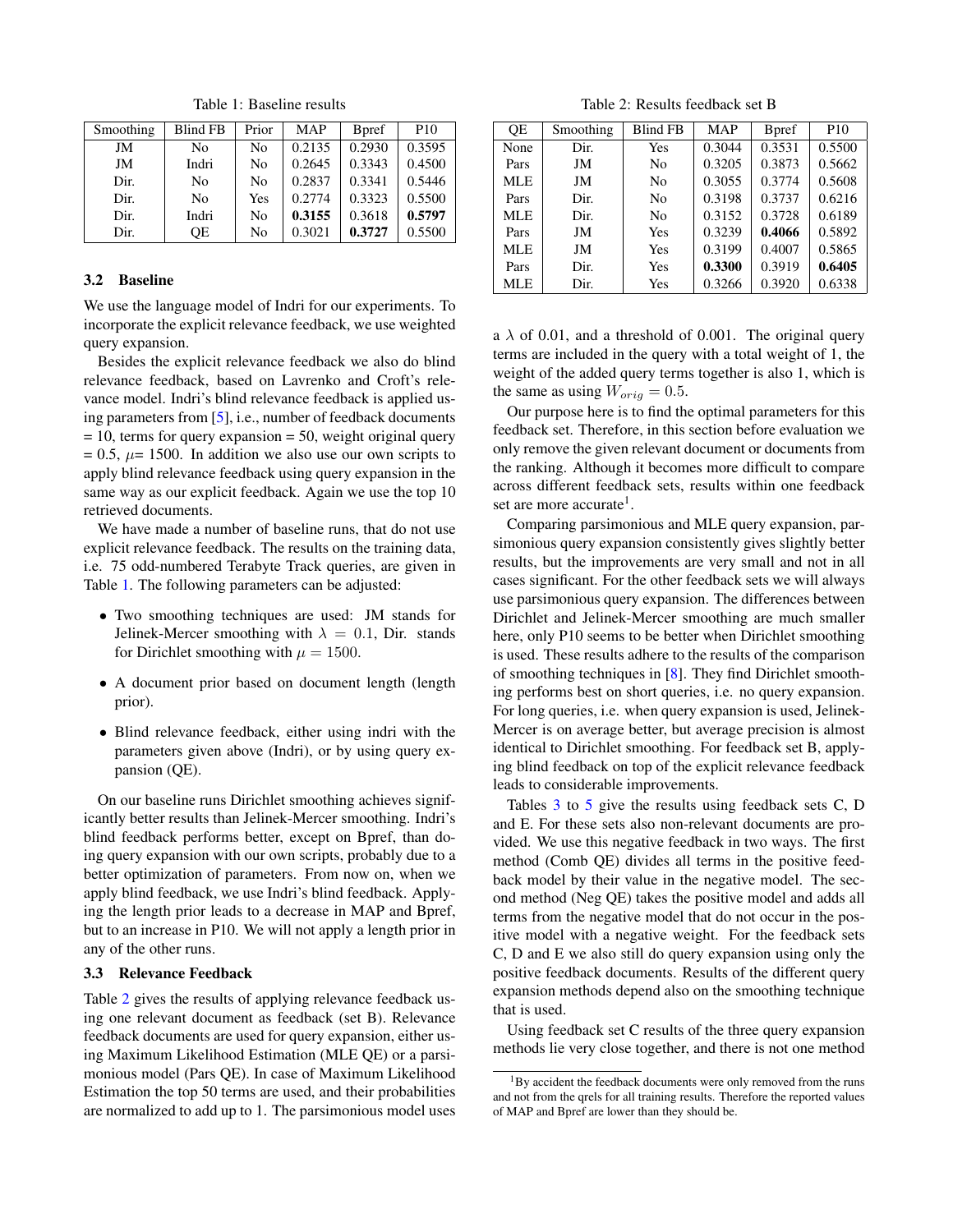Table 1: Baseline results

| Smoothing | Blind FB | Prior | MAP | Bpref | P10 |
|---|---|---|---|---|---|
| JM | No | No | 0.2135 | 0.2930 | 0.3595 |
| JM | Indri | No | 0.2645 | 0.3343 | 0.4500 |
| Dir. | No | No | 0.2837 | 0.3341 | 0.5446 |
| Dir. | No | Yes | 0.2774 | 0.3323 | 0.5500 |
| Dir. | Indri | No | **0.3155** | 0.3618 | **0.5797** |
| Dir. | QE | No | 0.3021 | **0.3727** | 0.5500 |

### 3.2 Baseline

We use the language model of Indri for our experiments. To incorporate the explicit relevance feedback, we use weighted query expansion.

Besides the explicit relevance feedback we also do blind relevance feedback, based on Lavrenko and Croft's relevance model. Indri's blind relevance feedback is applied using parameters from [5], i.e., number of feedback documents = 10, terms for query expansion = 50, weight original query = 0.5, $\mu$= 1500. In addition we also use our own scripts to apply blind relevance feedback using query expansion in the same way as our explicit feedback. Again we use the top 10 retrieved documents.

We have made a number of baseline runs, that do not use explicit relevance feedback. The results on the training data, i.e. 75 odd-numbered Terabyte Track queries, are given in Table 1. The following parameters can be adjusted:

- Two smoothing techniques are used: JM stands for Jelinek-Mercer smoothing with $\lambda = 0.1$, Dir. stands for Dirichlet smoothing with $\mu = 1500$.
- A document prior based on document length (length prior).
- Blind relevance feedback, either using indri with the parameters given above (Indri), or by using query expansion (QE).

On our baseline runs Dirichlet smoothing achieves significantly better results than Jelinek-Mercer smoothing. Indri's blind feedback performs better, except on Bpref, than doing query expansion with our own scripts, probably due to a better optimization of parameters. From now on, when we apply blind feedback, we use Indri's blind feedback. Applying the length prior leads to a decrease in MAP and Bpref, but to an increase in P10. We will not apply a length prior in any of the other runs.

### 3.3 Relevance Feedback

Table 2 gives the results of applying relevance feedback using one relevant document as feedback (set B). Relevance feedback documents are used for query expansion, either using Maximum Likelihood Estimation (MLE QE) or a parsimonious model (Pars QE). In case of Maximum Likelihood Estimation the top 50 terms are used, and their probabilities are normalized to add up to 1. The parsimonious model uses a $\lambda$ of 0.01, and a threshold of 0.001. The original query terms are included in the query with a total weight of 1, the weight of the added query terms together is also 1, which is the same as using $W_{orig} = 0.5$.

Table 2: Results feedback set B

| QE | Smoothing | Blind FB | MAP | Bpref | P10 |
|---|---|---|---|---|---|
| None | Dir. | Yes | 0.3044 | 0.3531 | 0.5500 |
| Pars | JM | No | 0.3205 | 0.3873 | 0.5662 |
| MLE | JM | No | 0.3055 | 0.3774 | 0.5608 |
| Pars | Dir. | No | 0.3198 | 0.3737 | 0.6216 |
| MLE | Dir. | No | 0.3152 | 0.3728 | 0.6189 |
| Pars | JM | Yes | 0.3239 | **0.4066** | 0.5892 |
| MLE | JM | Yes | 0.3199 | 0.4007 | 0.5865 |
| Pars | Dir. | Yes | **0.3300** | 0.3919 | **0.6405** |
| MLE | Dir. | Yes | 0.3266 | 0.3920 | 0.6338 |

Our purpose here is to find the optimal parameters for this feedback set. Therefore, in this section before evaluation we only remove the given relevant document or documents from the ranking. Although it becomes more difficult to compare across different feedback sets, results within one feedback set are more accurate[1].

Comparing parsimonious and MLE query expansion, parsimonious query expansion consistently gives slightly better results, but the improvements are very small and not in all cases significant. For the other feedback sets we will always use parsimonious query expansion. The differences between Dirichlet and Jelinek-Mercer smoothing are much smaller here, only P10 seems to be better when Dirichlet smoothing is used. These results adhere to the results of the comparison of smoothing techniques in [8]. They find Dirichlet smoothing performs best on short queries, i.e. no query expansion. For long queries, i.e. when query expansion is used, Jelinek-Mercer is on average better, but average precision is almost identical to Dirichlet smoothing. For feedback set B, applying blind feedback on top of the explicit relevance feedback leads to considerable improvements.

Tables 3 to 5 give the results using feedback sets C, D and E. For these sets also non-relevant documents are provided. We use this negative feedback in two ways. The first method (Comb QE) divides all terms in the positive feedback model by their value in the negative model. The second method (Neg QE) takes the positive model and adds all terms from the negative model that do not occur in the positive model with a negative weight. For the feedback sets C, D and E we also still do query expansion using only the positive feedback documents. Results of the different query expansion methods depend also on the smoothing technique that is used.

Using feedback set C results of the three query expansion methods lie very close together, and there is not one method

[1] By accident the feedback documents were only removed from the runs and not from the qrels for all training results. Therefore the reported values of MAP and Bpref are lower than they should be.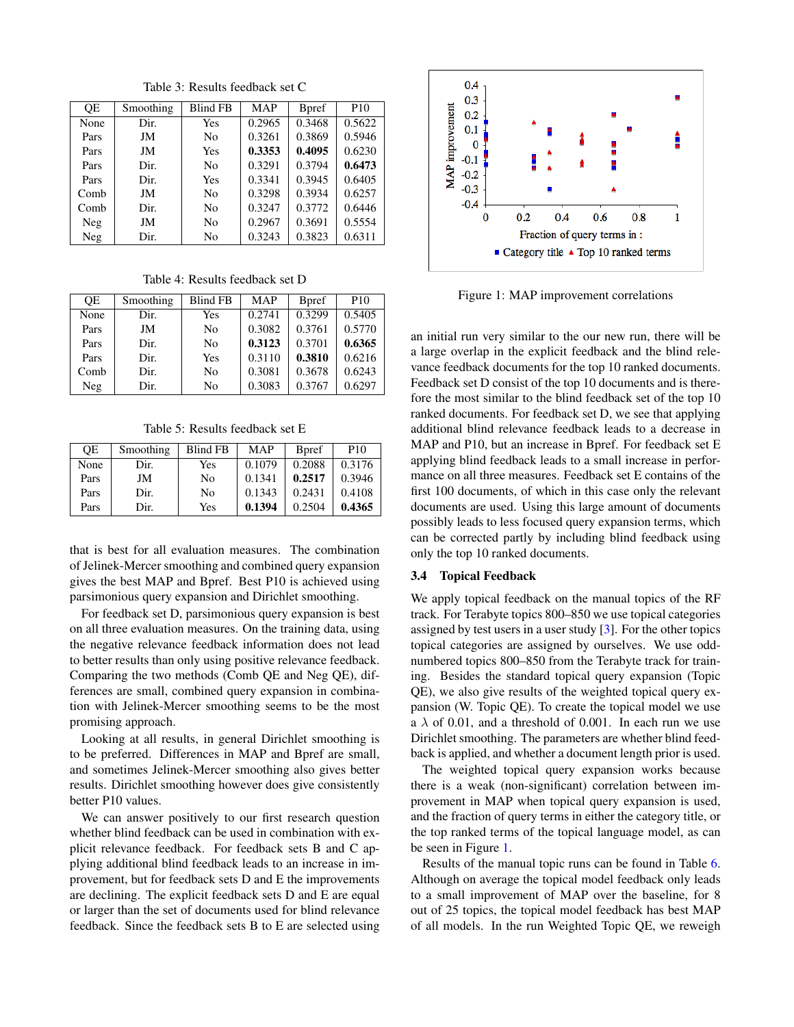Table 3: Results feedback set C

| QE | Smoothing | Blind FB | MAP | Bpref | P10 |
|---|---|---|---|---|---|
| None | Dir. | Yes | 0.2965 | 0.3468 | 0.5622 |
| Pars | JM | No | 0.3261 | 0.3869 | 0.5946 |
| Pars | JM | Yes | **0.3353** | **0.4095** | 0.6230 |
| Pars | Dir. | No | 0.3291 | 0.3794 | **0.6473** |
| Pars | Dir. | Yes | 0.3341 | 0.3945 | 0.6405 |
| Comb | JM | No | 0.3298 | 0.3934 | 0.6257 |
| Comb | Dir. | No | 0.3247 | 0.3772 | 0.6446 |
| Neg | JM | No | 0.2967 | 0.3691 | 0.5554 |
| Neg | Dir. | No | 0.3243 | 0.3823 | 0.6311 |

Table 4: Results feedback set D

| QE | Smoothing | Blind FB | MAP | Bpref | P10 |
|---|---|---|---|---|---|
| None | Dir. | Yes | 0.2741 | 0.3299 | 0.5405 |
| Pars | JM | No | 0.3082 | 0.3761 | 0.5770 |
| Pars | Dir. | No | **0.3123** | 0.3701 | **0.6365** |
| Pars | Dir. | Yes | 0.3110 | **0.3810** | 0.6216 |
| Comb | Dir. | No | 0.3081 | 0.3678 | 0.6243 |
| Neg | Dir. | No | 0.3083 | 0.3767 | 0.6297 |

Table 5: Results feedback set E

| QE | Smoothing | Blind FB | MAP | Bpref | P10 |
|---|---|---|---|---|---|
| None | Dir. | Yes | 0.1079 | 0.2088 | 0.3176 |
| Pars | JM | No | 0.1341 | **0.2517** | 0.3946 |
| Pars | Dir. | No | 0.1343 | 0.2431 | 0.4108 |
| Pars | Dir. | Yes | **0.1394** | 0.2504 | **0.4365** |

that is best for all evaluation measures. The combination of Jelinek-Mercer smoothing and combined query expansion gives the best MAP and Bpref. Best P10 is achieved using parsimonious query expansion and Dirichlet smoothing.

For feedback set D, parsimonious query expansion is best on all three evaluation measures. On the training data, using the negative relevance feedback information does not lead to better results than only using positive relevance feedback. Comparing the two methods (Comb QE and Neg QE), differences are small, combined query expansion in combination with Jelinek-Mercer smoothing seems to be the most promising approach.

Looking at all results, in general Dirichlet smoothing is to be preferred. Differences in MAP and Bpref are small, and sometimes Jelinek-Mercer smoothing also gives better results. Dirichlet smoothing however does give consistently better P10 values.

We can answer positively to our first research question whether blind feedback can be used in combination with explicit relevance feedback. For feedback sets B and C applying additional blind feedback leads to an increase in improvement, but for feedback sets D and E the improvements are declining. The explicit feedback sets D and E are equal or larger than the set of documents used for blind relevance feedback. Since the feedback sets B to E are selected using an initial run very similar to the our new run, there will be a large overlap in the explicit feedback and the blind relevance feedback documents for the top 10 ranked documents. Feedback set D consist of the top 10 documents and is therefore the most similar to the blind feedback set of the top 10 ranked documents. For feedback set D, we see that applying additional blind relevance feedback leads to a decrease in MAP and P10, but an increase in Bpref. For feedback set E applying blind feedback leads to a small increase in performance on all three measures. Feedback set E contains of the first 100 documents, of which in this case only the relevant documents are used. Using this large amount of documents possibly leads to less focused query expansion terms, which can be corrected partly by including blind feedback using only the top 10 ranked documents.

Figure 1: MAP improvement correlations

### 3.4 Topical Feedback

We apply topical feedback on the manual topics of the RF track. For Terabyte topics 800–850 we use topical categories assigned by test users in a user study [3]. For the other topics topical categories are assigned by ourselves. We use odd-numbered topics 800–850 from the Terabyte track for training. Besides the standard topical query expansion (Topic QE), we also give results of the weighted topical query expansion (W. Topic QE). To create the topical model we use a $\lambda$ of 0.01, and a threshold of 0.001. In each run we use Dirichlet smoothing. The parameters are whether blind feedback is applied, and whether a document length prior is used.

The weighted topical query expansion works because there is a weak (non-significant) correlation between improvement in MAP when topical query expansion is used, and the fraction of query terms in either the category title, or the top ranked terms of the topical language model, as can be seen in Figure 1.

Results of the manual topic runs can be found in Table 6. Although on average the topical model feedback only leads to a small improvement of MAP over the baseline, for 8 out of 25 topics, the topical model feedback has best MAP of all models. In the run Weighted Topic QE, we reweigh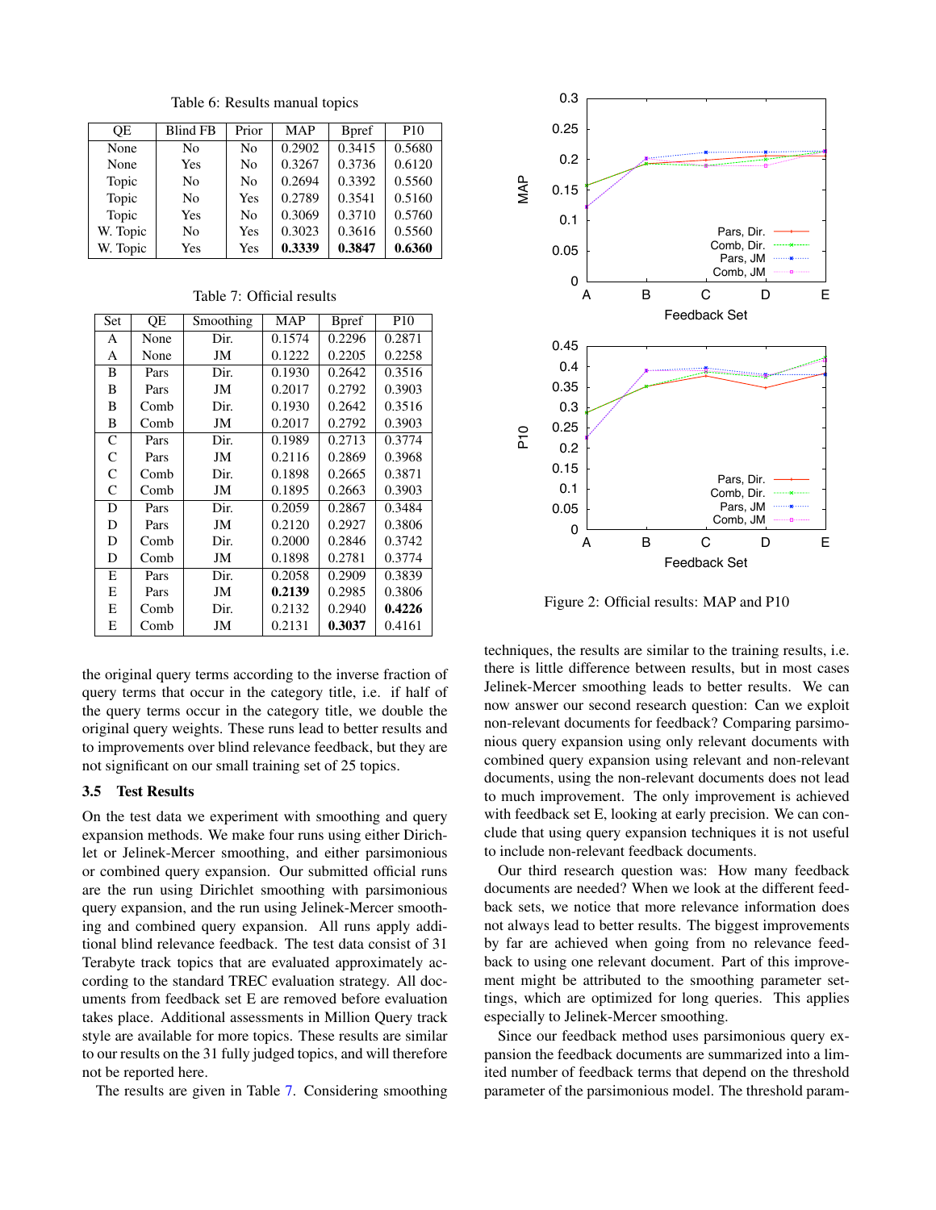Table 6: Results manual topics

| QE | Blind FB | Prior | MAP | Bpref | P10 |
|---|---|---|---|---|---|
| None | No | No | 0.2902 | 0.3415 | 0.5680 |
| None | Yes | No | 0.3267 | 0.3736 | 0.6120 |
| Topic | No | No | 0.2694 | 0.3392 | 0.5560 |
| Topic | No | Yes | 0.2789 | 0.3541 | 0.5160 |
| Topic | Yes | No | 0.3069 | 0.3710 | 0.5760 |
| W. Topic | No | Yes | 0.3023 | 0.3616 | 0.5560 |
| W. Topic | Yes | Yes | **0.3339** | **0.3847** | **0.6360** |

Table 7: Official results

| Set | QE | Smoothing | MAP | Bpref | P10 |
|---|---|---|---|---|---|
| A | None | Dir. | 0.1574 | 0.2296 | 0.2871 |
| A | None | JM | 0.1222 | 0.2205 | 0.2258 |
| B | Pars | Dir. | 0.1930 | 0.2642 | 0.3516 |
| B | Pars | JM | 0.2017 | 0.2792 | 0.3903 |
| B | Comb | Dir. | 0.1930 | 0.2642 | 0.3516 |
| B | Comb | JM | 0.2017 | 0.2792 | 0.3903 |
| C | Pars | Dir. | 0.1989 | 0.2713 | 0.3774 |
| C | Pars | JM | 0.2116 | 0.2869 | 0.3968 |
| C | Comb | Dir. | 0.1898 | 0.2665 | 0.3871 |
| C | Comb | JM | 0.1895 | 0.2663 | 0.3903 |
| D | Pars | Dir. | 0.2059 | 0.2867 | 0.3484 |
| D | Pars | JM | 0.2120 | 0.2927 | 0.3806 |
| D | Comb | Dir. | 0.2000 | 0.2846 | 0.3742 |
| D | Comb | JM | 0.1898 | 0.2781 | 0.3774 |
| E | Pars | Dir. | 0.2058 | 0.2909 | 0.3839 |
| E | Pars | JM | **0.2139** | 0.2985 | 0.3806 |
| E | Comb | Dir. | 0.2132 | 0.2940 | **0.4226** |
| E | Comb | JM | 0.2131 | **0.3037** | 0.4161 |

the original query terms according to the inverse fraction of query terms that occur in the category title, i.e. if half of the query terms occur in the category title, we double the original query weights. These runs lead to better results and to improvements over blind relevance feedback, but they are not significant on our small training set of 25 topics.

### 3.5 Test Results

On the test data we experiment with smoothing and query expansion methods. We make four runs using either Dirichlet or Jelinek-Mercer smoothing, and either parsimonious or combined query expansion. Our submitted official runs are the run using Dirichlet smoothing with parsimonious query expansion, and the run using Jelinek-Mercer smoothing and combined query expansion. All runs apply additional blind relevance feedback. The test data consist of 31 Terabyte track topics that are evaluated approximately according to the standard TREC evaluation strategy. All documents from feedback set E are removed before evaluation takes place. Additional assessments in Million Query track style are available for more topics. These results are similar to our results on the 31 fully judged topics, and will therefore not be reported here.

The results are given in Table 7. Considering smoothing techniques, the results are similar to the training results, i.e. there is little difference between results, but in most cases Jelinek-Mercer smoothing leads to better results. We can now answer our second research question: Can we exploit non-relevant documents for feedback? Comparing parsimonious query expansion using only relevant documents with combined query expansion using relevant and non-relevant documents, using the non-relevant documents does not lead to much improvement. The only improvement is achieved with feedback set E, looking at early precision. We can conclude that using query expansion techniques it is not useful to include non-relevant feedback documents.

Figure 2: Official results: MAP and P10

Our third research question was: How many feedback documents are needed? When we look at the different feedback sets, we notice that more relevance information does not always lead to better results. The biggest improvements by far are achieved when going from no relevance feedback to using one relevant document. Part of this improvement might be attributed to the smoothing parameter settings, which are optimized for long queries. This applies especially to Jelinek-Mercer smoothing.

Since our feedback method uses parsimonious query expansion the feedback documents are summarized into a limited number of feedback terms that depend on the threshold parameter of the parsimonious model. The threshold param-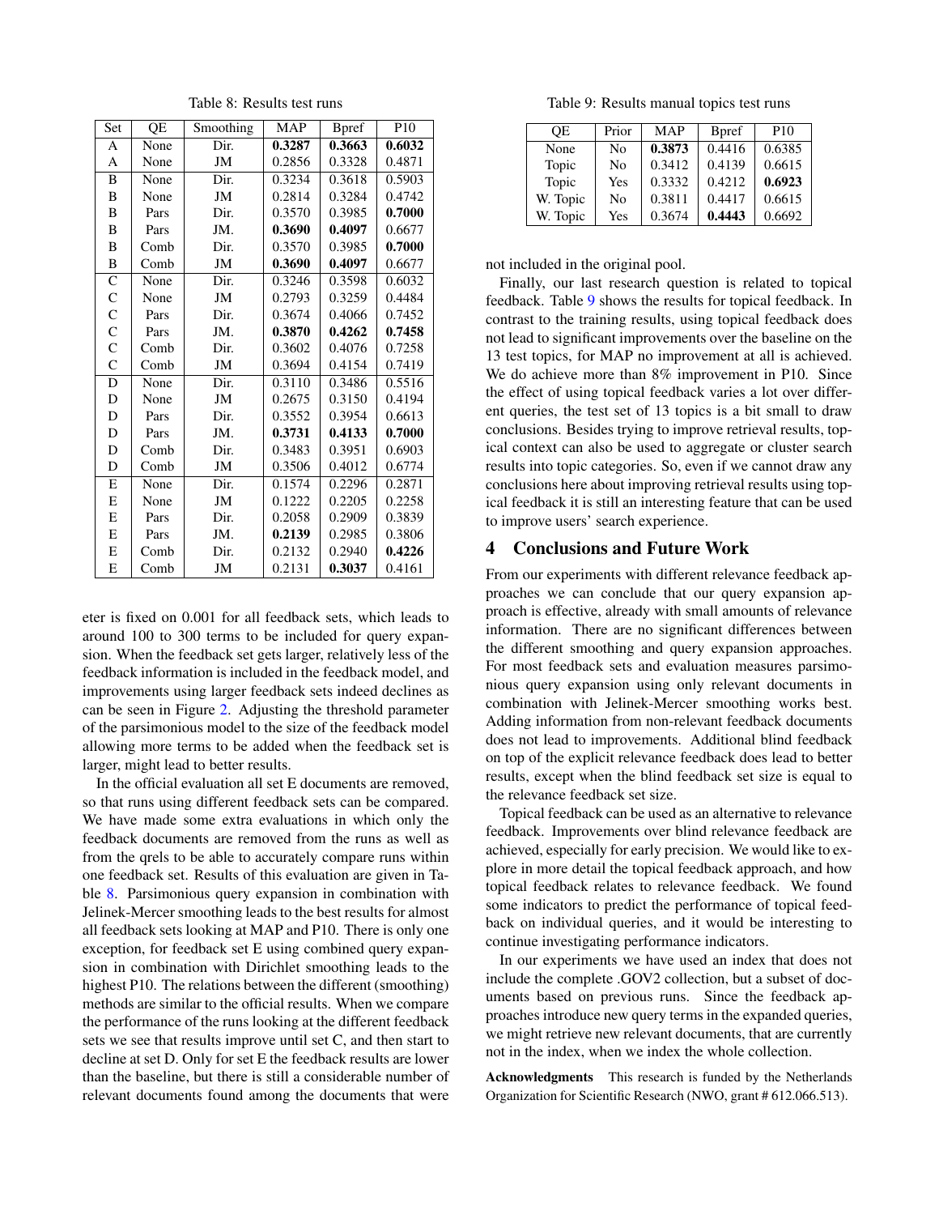Table 8: Results test runs

| Set | QE | Smoothing | MAP | Bpref | P10 |
|---|---|---|---|---|---|
| A | None | Dir. | **0.3287** | **0.3663** | **0.6032** |
| A | None | JM | 0.2856 | 0.3328 | 0.4871 |
| B | None | Dir. | 0.3234 | 0.3618 | 0.5903 |
| B | None | JM | 0.2814 | 0.3284 | 0.4742 |
| B | Pars | Dir. | 0.3570 | 0.3985 | **0.7000** |
| B | Pars | JM. | **0.3690** | **0.4097** | 0.6677 |
| B | Comb | Dir. | 0.3570 | 0.3985 | **0.7000** |
| B | Comb | JM | **0.3690** | **0.4097** | 0.6677 |
| C | None | Dir. | 0.3246 | 0.3598 | 0.6032 |
| C | None | JM | 0.2793 | 0.3259 | 0.4484 |
| C | Pars | Dir. | 0.3674 | 0.4066 | 0.7452 |
| C | Pars | JM. | **0.3870** | **0.4262** | **0.7458** |
| C | Comb | Dir. | 0.3602 | 0.4076 | 0.7258 |
| C | Comb | JM | 0.3694 | 0.4154 | 0.7419 |
| D | None | Dir. | 0.3110 | 0.3486 | 0.5516 |
| D | None | JM | 0.2675 | 0.3150 | 0.4194 |
| D | Pars | Dir. | 0.3552 | 0.3954 | 0.6613 |
| D | Pars | JM. | **0.3731** | **0.4133** | **0.7000** |
| D | Comb | Dir. | 0.3483 | 0.3951 | 0.6903 |
| D | Comb | JM | 0.3506 | 0.4012 | 0.6774 |
| E | None | Dir. | 0.1574 | 0.2296 | 0.2871 |
| E | None | JM | 0.1222 | 0.2205 | 0.2258 |
| E | Pars | Dir. | 0.2058 | 0.2909 | 0.3839 |
| E | Pars | JM. | **0.2139** | 0.2985 | 0.3806 |
| E | Comb | Dir. | 0.2132 | 0.2940 | **0.4226** |
| E | Comb | JM | 0.2131 | **0.3037** | 0.4161 |

eter is fixed on 0.001 for all feedback sets, which leads to around 100 to 300 terms to be included for query expansion. When the feedback set gets larger, relatively less of the feedback information is included in the feedback model, and improvements using larger feedback sets indeed declines as can be seen in Figure 2. Adjusting the threshold parameter of the parsimonious model to the size of the feedback model allowing more terms to be added when the feedback set is larger, might lead to better results.

In the official evaluation all set E documents are removed, so that runs using different feedback sets can be compared. We have made some extra evaluations in which only the feedback documents are removed from the runs as well as from the qrels to be able to accurately compare runs within one feedback set. Results of this evaluation are given in Table 8. Parsimonious query expansion in combination with Jelinek-Mercer smoothing leads to the best results for almost all feedback sets looking at MAP and P10. There is only one exception, for feedback set E using combined query expansion in combination with Dirichlet smoothing leads to the highest P10. The relations between the different (smoothing) methods are similar to the official results. When we compare the performance of the runs looking at the different feedback sets we see that results improve until set C, and then start to decline at set D. Only for set E the feedback results are lower than the baseline, but there is still a considerable number of relevant documents found among the documents that were not included in the original pool.

Table 9: Results manual topics test runs

| QE | Prior | MAP | Bpref | P10 |
|---|---|---|---|---|
| None | No | **0.3873** | 0.4416 | 0.6385 |
| Topic | No | 0.3412 | 0.4139 | 0.6615 |
| Topic | Yes | 0.3332 | 0.4212 | **0.6923** |
| W. Topic | No | 0.3811 | 0.4417 | 0.6615 |
| W. Topic | Yes | 0.3674 | **0.4443** | 0.6692 |

Finally, our last research question is related to topical feedback. Table 9 shows the results for topical feedback. In contrast to the training results, using topical feedback does not lead to significant improvements over the baseline on the 13 test topics, for MAP no improvement at all is achieved. We do achieve more than 8% improvement in P10. Since the effect of using topical feedback varies a lot over different queries, the test set of 13 topics is a bit small to draw conclusions. Besides trying to improve retrieval results, topical context can also be used to aggregate or cluster search results into topic categories. So, even if we cannot draw any conclusions here about improving retrieval results using topical feedback it is still an interesting feature that can be used to improve users' search experience.

## 4 Conclusions and Future Work

From our experiments with different relevance feedback approaches we can conclude that our query expansion approach is effective, already with small amounts of relevance information. There are no significant differences between the different smoothing and query expansion approaches. For most feedback sets and evaluation measures parsimonious query expansion using only relevant documents in combination with Jelinek-Mercer smoothing works best. Adding information from non-relevant feedback documents does not lead to improvements. Additional blind feedback on top of the explicit relevance feedback does lead to better results, except when the blind feedback set size is equal to the relevance feedback set size.

Topical feedback can be used as an alternative to relevance feedback. Improvements over blind relevance feedback are achieved, especially for early precision. We would like to explore in more detail the topical feedback approach, and how topical feedback relates to relevance feedback. We found some indicators to predict the performance of topical feedback on individual queries, and it would be interesting to continue investigating performance indicators.

In our experiments we have used an index that does not include the complete .GOV2 collection, but a subset of documents based on previous runs. Since the feedback approaches introduce new query terms in the expanded queries, we might retrieve new relevant documents, that are currently not in the index, when we index the whole collection.

**Acknowledgments** This research is funded by the Netherlands Organization for Scientific Research (NWO, grant # 612.066.513).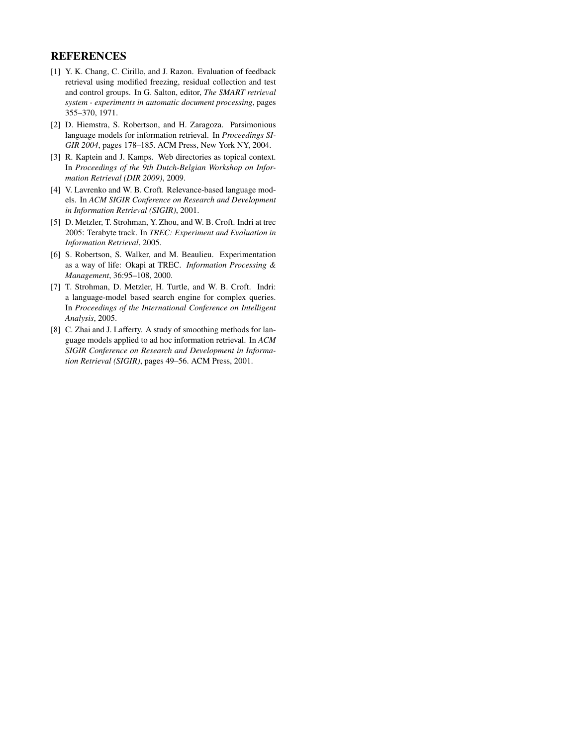## REFERENCES

[1] Y. K. Chang, C. Cirillo, and J. Razon. Evaluation of feedback retrieval using modified freezing, residual collection and test and control groups. In G. Salton, editor, *The SMART retrieval system - experiments in automatic document processing*, pages 355–370, 1971.

[2] D. Hiemstra, S. Robertson, and H. Zaragoza. Parsimonious language models for information retrieval. In *Proceedings SIGIR 2004*, pages 178–185. ACM Press, New York NY, 2004.

[3] R. Kaptein and J. Kamps. Web directories as topical context. In *Proceedings of the 9th Dutch-Belgian Workshop on Information Retrieval (DIR 2009)*, 2009.

[4] V. Lavrenko and W. B. Croft. Relevance-based language models. In *ACM SIGIR Conference on Research and Development in Information Retrieval (SIGIR)*, 2001.

[5] D. Metzler, T. Strohman, Y. Zhou, and W. B. Croft. Indri at trec 2005: Terabyte track. In *TREC: Experiment and Evaluation in Information Retrieval*, 2005.

[6] S. Robertson, S. Walker, and M. Beaulieu. Experimentation as a way of life: Okapi at TREC. *Information Processing & Management*, 36:95–108, 2000.

[7] T. Strohman, D. Metzler, H. Turtle, and W. B. Croft. Indri: a language-model based search engine for complex queries. In *Proceedings of the International Conference on Intelligent Analysis*, 2005.

[8] C. Zhai and J. Lafferty. A study of smoothing methods for language models applied to ad hoc information retrieval. In *ACM SIGIR Conference on Research and Development in Information Retrieval (SIGIR)*, pages 49–56. ACM Press, 2001.